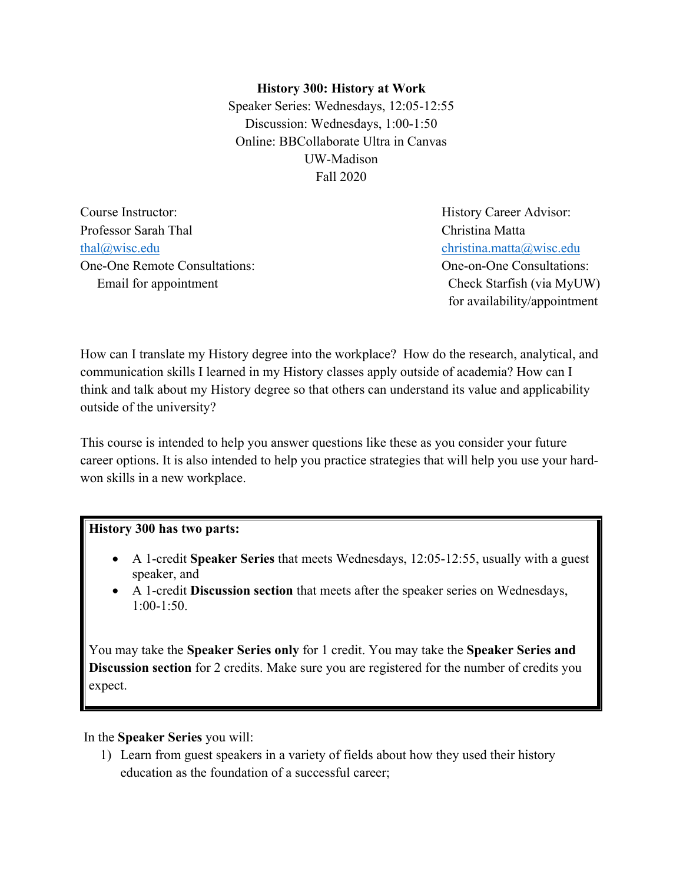**History 300: History at Work**

Speaker Series: Wednesdays, 12:05-12:55
Discussion: Wednesdays, 1:00-1:50
Online: BBCollaborate Ultra in Canvas
UW-Madison
Fall 2020

Course Instructor:
Professor Sarah Thal
thal@wisc.edu
One-One Remote Consultations:
Email for appointment

History Career Advisor:
Christina Matta
christina.matta@wisc.edu
One-on-One Consultations:
Check Starfish (via MyUW) for availability/appointment

How can I translate my History degree into the workplace? How do the research, analytical, and communication skills I learned in my History classes apply outside of academia? How can I think and talk about my History degree so that others can understand its value and applicability outside of the university?

This course is intended to help you answer questions like these as you consider your future career options. It is also intended to help you practice strategies that will help you use your hard-won skills in a new workplace.

**History 300 has two parts:**

- A 1-credit **Speaker Series** that meets Wednesdays, 12:05-12:55, usually with a guest speaker, and
- A 1-credit **Discussion section** that meets after the speaker series on Wednesdays, 1:00-1:50.

You may take the **Speaker Series only** for 1 credit. You may take the **Speaker Series and Discussion section** for 2 credits. Make sure you are registered for the number of credits you expect.

In the **Speaker Series** you will:

1) Learn from guest speakers in a variety of fields about how they used their history education as the foundation of a successful career;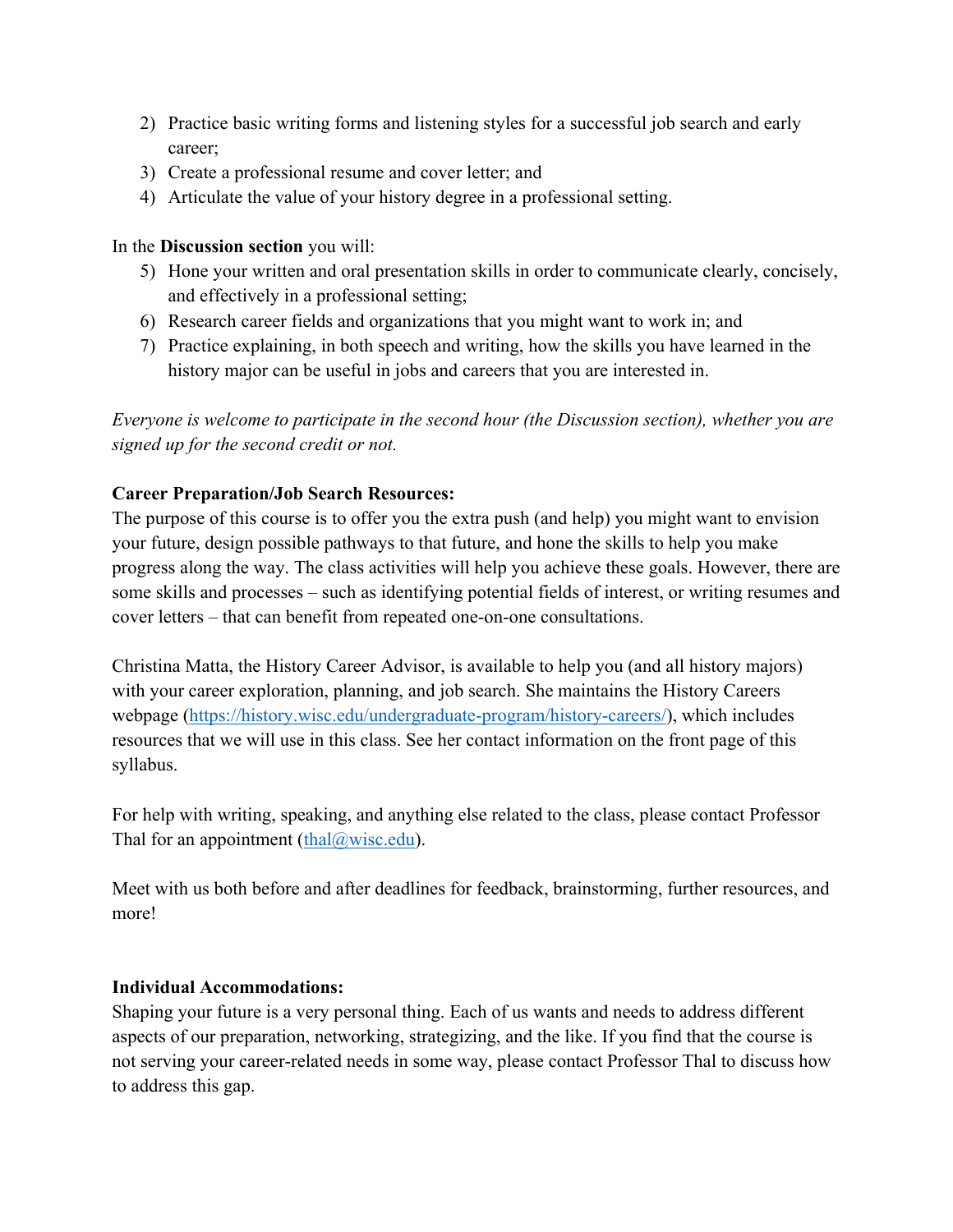2) Practice basic writing forms and listening styles for a successful job search and early career;
3) Create a professional resume and cover letter; and
4) Articulate the value of your history degree in a professional setting.

In the **Discussion section** you will:

5) Hone your written and oral presentation skills in order to communicate clearly, concisely, and effectively in a professional setting;
6) Research career fields and organizations that you might want to work in; and
7) Practice explaining, in both speech and writing, how the skills you have learned in the history major can be useful in jobs and careers that you are interested in.

*Everyone is welcome to participate in the second hour (the Discussion section), whether you are signed up for the second credit or not.*

**Career Preparation/Job Search Resources:**

The purpose of this course is to offer you the extra push (and help) you might want to envision your future, design possible pathways to that future, and hone the skills to help you make progress along the way. The class activities will help you achieve these goals. However, there are some skills and processes – such as identifying potential fields of interest, or writing resumes and cover letters – that can benefit from repeated one-on-one consultations.

Christina Matta, the History Career Advisor, is available to help you (and all history majors) with your career exploration, planning, and job search. She maintains the History Careers webpage ([https://history.wisc.edu/undergraduate-program/history-careers/](https://history.wisc.edu/undergraduate-program/history-careers/)), which includes resources that we will use in this class. See her contact information on the front page of this syllabus.

For help with writing, speaking, and anything else related to the class, please contact Professor Thal for an appointment ([thal@wisc.edu](mailto:thal@wisc.edu)).

Meet with us both before and after deadlines for feedback, brainstorming, further resources, and more!

**Individual Accommodations:**

Shaping your future is a very personal thing. Each of us wants and needs to address different aspects of our preparation, networking, strategizing, and the like. If you find that the course is not serving your career-related needs in some way, please contact Professor Thal to discuss how to address this gap.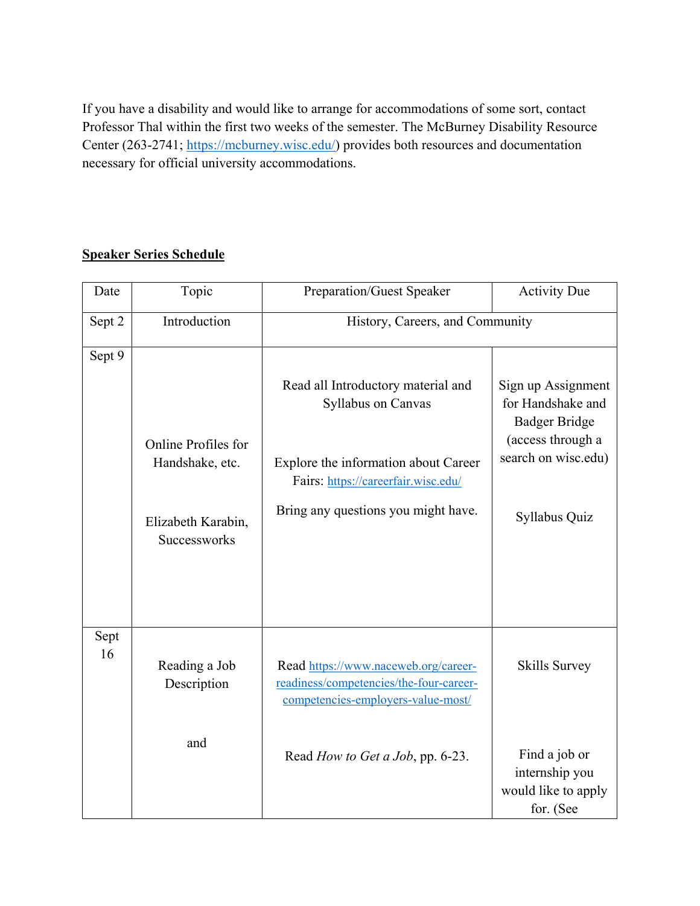If you have a disability and would like to arrange for accommodations of some sort, contact Professor Thal within the first two weeks of the semester. The McBurney Disability Resource Center (263-2741; https://mcburney.wisc.edu/) provides both resources and documentation necessary for official university accommodations.

**Speaker Series Schedule**

| Date | Topic | Preparation/Guest Speaker | Activity Due |
|---|---|---|---|
| Sept 2 | Introduction | History, Careers, and Community | |
| Sept 9 | Online Profiles for Handshake, etc.<br><br>Elizabeth Karabin, Successworks | Read all Introductory material and Syllabus on Canvas<br><br>Explore the information about Career Fairs: https://careerfair.wisc.edu/<br><br>Bring any questions you might have. | Sign up Assignment for Handshake and Badger Bridge (access through a search on wisc.edu)<br><br>Syllabus Quiz |
| Sept 16 | Reading a Job Description<br><br>and | Read https://www.naceweb.org/career-readiness/competencies/the-four-career-competencies-employers-value-most/<br><br>Read *How to Get a Job*, pp. 6-23. | Skills Survey<br><br>Find a job or internship you would like to apply for. (See |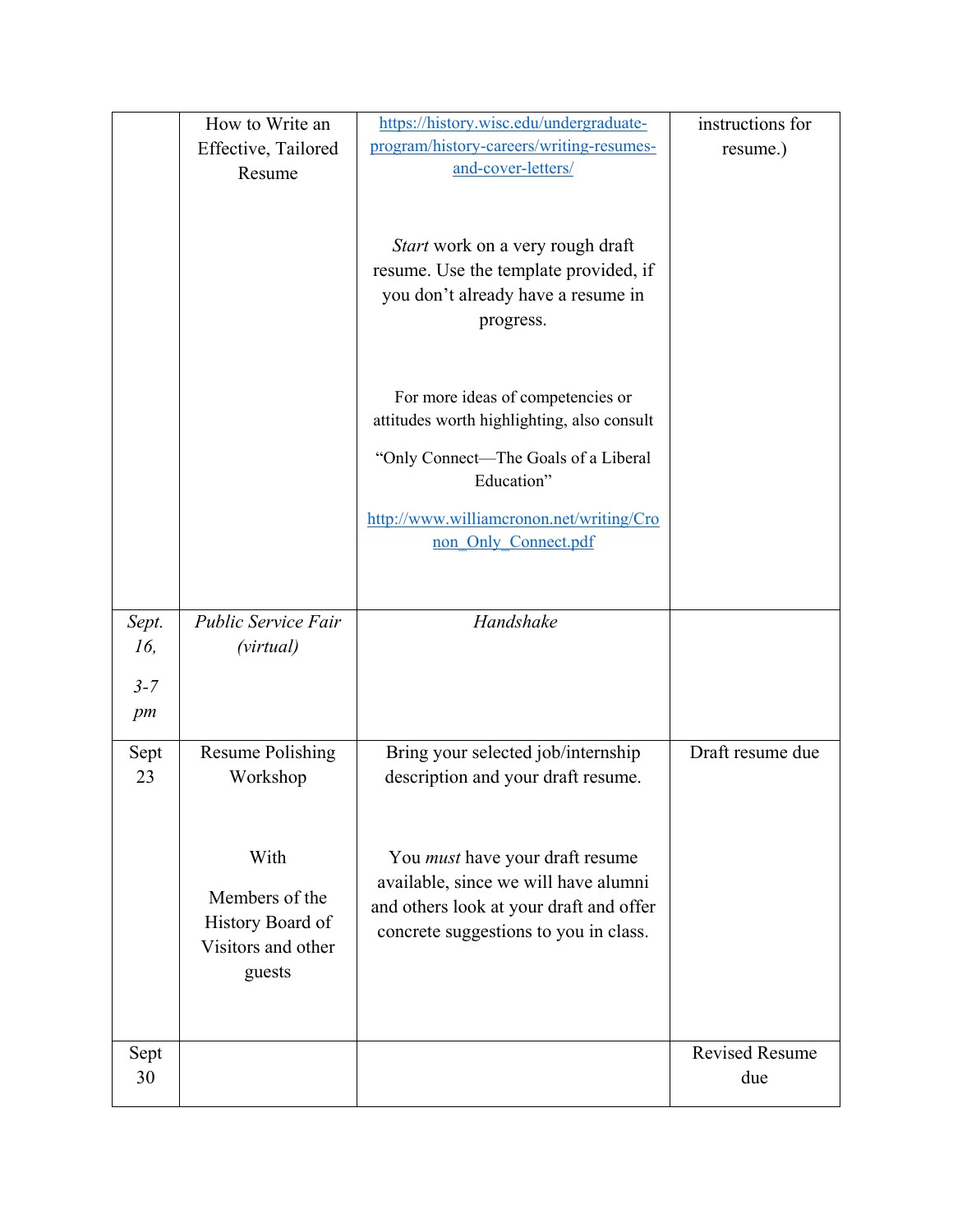| | | | |
|---|---|---|---|
| | How to Write an Effective, Tailored Resume | https://history.wisc.edu/undergraduate-program/history-careers/writing-resumes-and-cover-letters/<br><br>*Start* work on a very rough draft resume. Use the template provided, if you don't already have a resume in progress.<br><br>For more ideas of competencies or attitudes worth highlighting, also consult<br><br>"Only Connect—The Goals of a Liberal Education"<br><br>http://www.williamcronon.net/writing/Cronon_Only_Connect.pdf | instructions for resume.) |
| *Sept. 16,*<br><br>*3-7 pm* | *Public Service Fair (virtual)* | *Handshake* | |
| Sept 23 | Resume Polishing Workshop<br><br>With<br><br>Members of the History Board of Visitors and other guests | Bring your selected job/internship description and your draft resume.<br><br>You *must* have your draft resume available, since we will have alumni and others look at your draft and offer concrete suggestions to you in class. | Draft resume due |
| Sept 30 | | | Revised Resume due |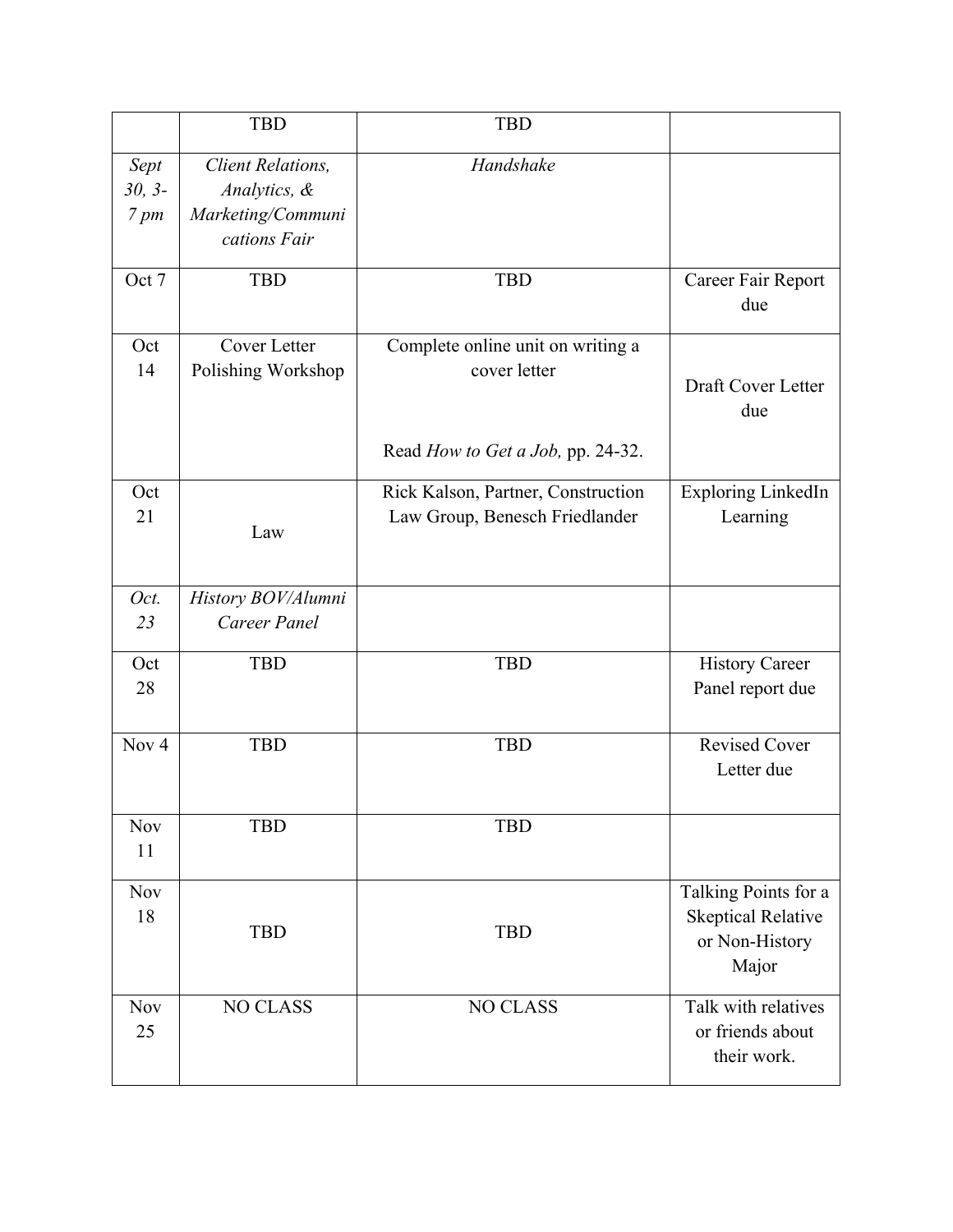| | TBD | TBD | |
|---|---|---|---|
| *Sept 30, 3-7 pm* | *Client Relations, Analytics, & Marketing/Communications Fair* | *Handshake* | |
| Oct 7 | TBD | TBD | Career Fair Report due |
| Oct 14 | Cover Letter Polishing Workshop | Complete online unit on writing a cover letter<br><br>Read *How to Get a Job,* pp. 24-32. | Draft Cover Letter due |
| Oct 21 | Law | Rick Kalson, Partner, Construction Law Group, Benesch Friedlander | Exploring LinkedIn Learning |
| *Oct. 23* | *History BOV/Alumni Career Panel* | | |
| Oct 28 | TBD | TBD | History Career Panel report due |
| Nov 4 | TBD | TBD | Revised Cover Letter due |
| Nov 11 | TBD | TBD | |
| Nov 18 | TBD | TBD | Talking Points for a Skeptical Relative or Non-History Major |
| Nov 25 | NO CLASS | NO CLASS | Talk with relatives or friends about their work. |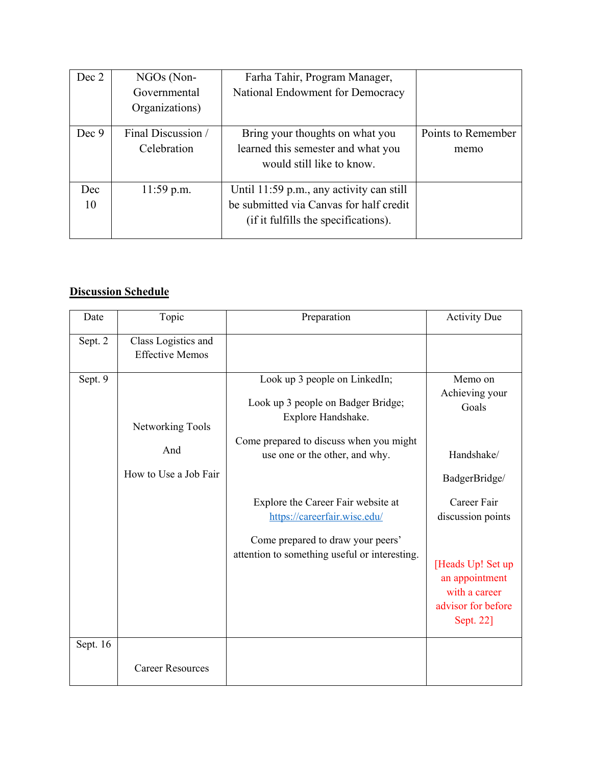| Dec 2 | NGOs (Non-Governmental Organizations) | Farha Tahir, Program Manager, National Endowment for Democracy | |
|---|---|---|---|
| Dec 9 | Final Discussion / Celebration | Bring your thoughts on what you learned this semester and what you would still like to know. | Points to Remember memo |
| Dec 10 | 11:59 p.m. | Until 11:59 p.m., any activity can still be submitted via Canvas for half credit (if it fulfills the specifications). | |

## **Discussion Schedule**

| Date | Topic | Preparation | Activity Due |
|---|---|---|---|
| Sept. 2 | Class Logistics and Effective Memos | | |
| Sept. 9 | Networking Tools And How to Use a Job Fair | Look up 3 people on LinkedIn; Look up 3 people on Badger Bridge; Explore Handshake. Come prepared to discuss when you might use one or the other, and why. Explore the Career Fair website at https://careerfair.wisc.edu/ Come prepared to draw your peers' attention to something useful or interesting. | Memo on Achieving your Goals Handshake/ BadgerBridge/ Career Fair discussion points [Heads Up! Set up an appointment with a career advisor for before Sept. 22] |
| Sept. 16 | Career Resources | | |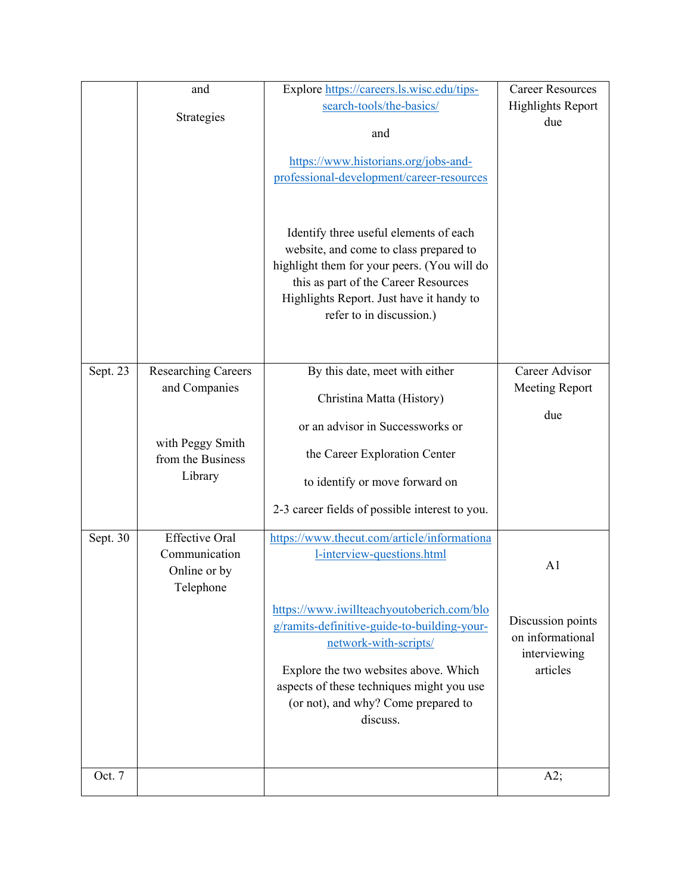| | | | |
|---|---|---|---|
| | and<br><br>Strategies | Explore https://careers.ls.wisc.edu/tips-search-tools/the-basics/<br><br>and<br><br>https://www.historians.org/jobs-and-professional-development/career-resources<br><br>Identify three useful elements of each website, and come to class prepared to highlight them for your peers. (You will do this as part of the Career Resources Highlights Report. Just have it handy to refer to in discussion.) | Career Resources Highlights Report due |
| Sept. 23 | Researching Careers and Companies<br><br>with Peggy Smith from the Business Library | By this date, meet with either<br><br>Christina Matta (History)<br><br>or an advisor in Successworks or<br><br>the Career Exploration Center<br><br>to identify or move forward on<br><br>2-3 career fields of possible interest to you. | Career Advisor Meeting Report<br><br>due |
| Sept. 30 | Effective Oral Communication Online or by Telephone | https://www.thecut.com/article/informational-interview-questions.html<br><br>https://www.iwillteachyoutoberich.com/blog/ramits-definitive-guide-to-building-your-network-with-scripts/<br><br>Explore the two websites above. Which aspects of these techniques might you use (or not), and why? Come prepared to discuss. | A1<br><br>Discussion points on informational interviewing articles |
| Oct. 7 | | | A2; |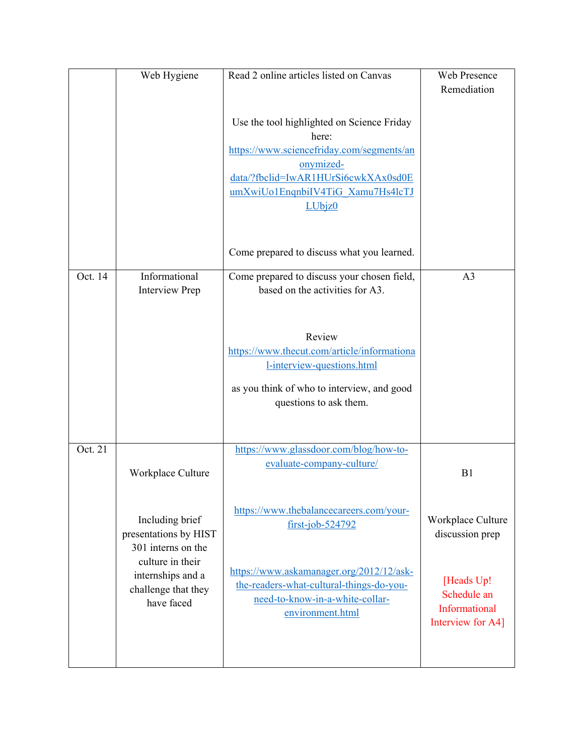| | | | |
|---|---|---|---|
| | Web Hygiene | Read 2 online articles listed on Canvas<br><br>Use the tool highlighted on Science Friday here: https://www.sciencefriday.com/segments/anonymized-data/?fbclid=IwAR1HUrSi6cwkXAx0sd0EumXwiUo1EnqnbiIV4TiG_Xamu7Hs4lcTJLUbjz0<br><br>Come prepared to discuss what you learned. | Web Presence Remediation |
| Oct. 14 | Informational Interview Prep | Come prepared to discuss your chosen field, based on the activities for A3.<br><br>Review https://www.thecut.com/article/informational-interview-questions.html<br><br>as you think of who to interview, and good questions to ask them. | A3 |
| Oct. 21 | Workplace Culture<br><br>Including brief presentations by HIST 301 interns on the culture in their internships and a challenge that they have faced | https://www.glassdoor.com/blog/how-to-evaluate-company-culture/<br><br>https://www.thebalancecareers.com/your-first-job-524792<br><br>https://www.askamanager.org/2012/12/ask-the-readers-what-cultural-things-do-you-need-to-know-in-a-white-collar-environment.html | B1<br><br>Workplace Culture discussion prep<br><br>[Heads Up! Schedule an Informational Interview for A4] |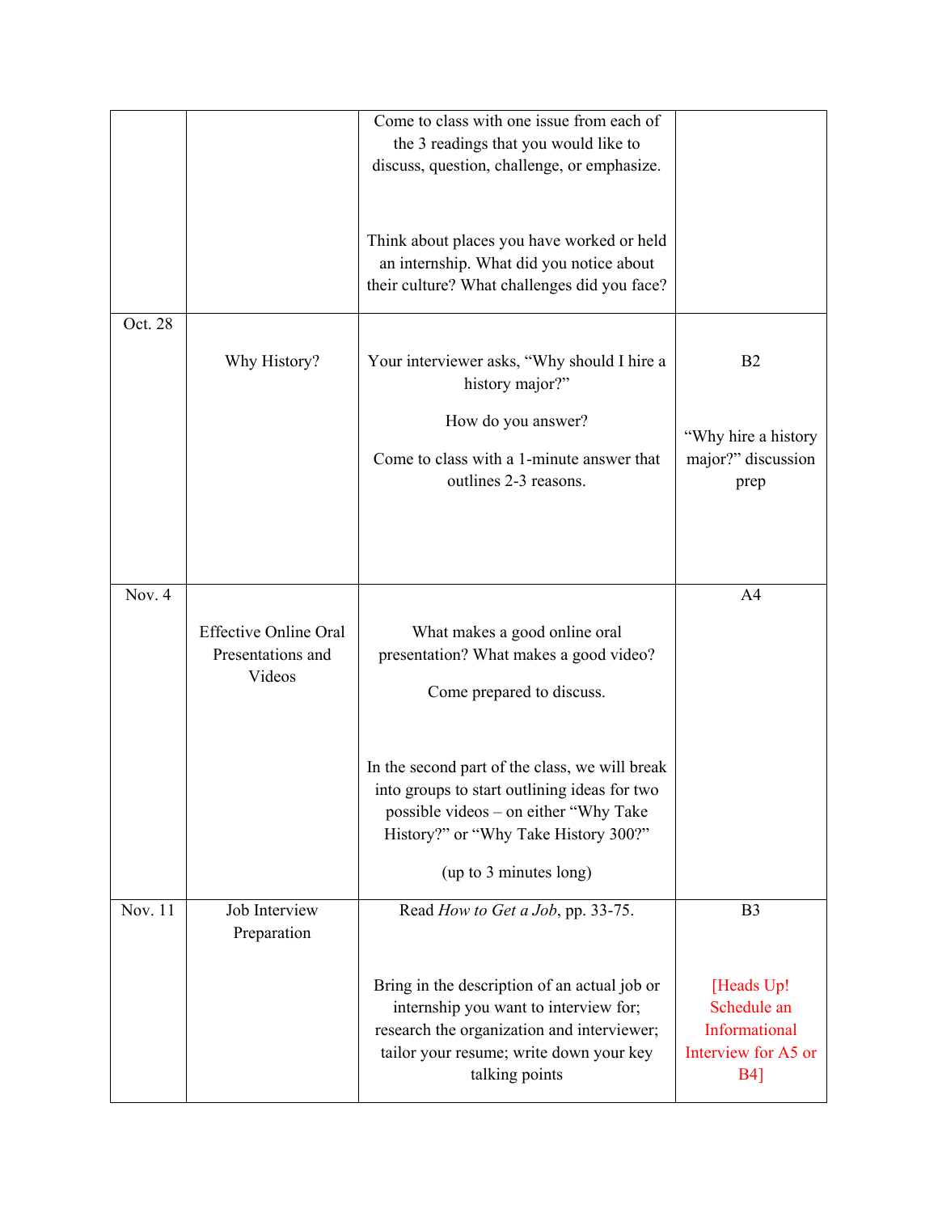| | | | |
|---|---|---|---|
| | | Come to class with one issue from each of the 3 readings that you would like to discuss, question, challenge, or emphasize.<br><br>Think about places you have worked or held an internship. What did you notice about their culture? What challenges did you face? | |
| Oct. 28 | Why History? | Your interviewer asks, "Why should I hire a history major?"<br><br>How do you answer?<br><br>Come to class with a 1-minute answer that outlines 2-3 reasons. | B2<br><br>"Why hire a history major?" discussion prep |
| Nov. 4 | Effective Online Oral Presentations and Videos | What makes a good online oral presentation? What makes a good video?<br><br>Come prepared to discuss.<br><br>In the second part of the class, we will break into groups to start outlining ideas for two possible videos – on either "Why Take History?" or "Why Take History 300?"<br><br>(up to 3 minutes long) | A4 |
| Nov. 11 | Job Interview Preparation | Read *How to Get a Job*, pp. 33-75.<br><br>Bring in the description of an actual job or internship you want to interview for; research the organization and interviewer; tailor your resume; write down your key talking points | B3<br><br>[Heads Up! Schedule an Informational Interview for A5 or B4] |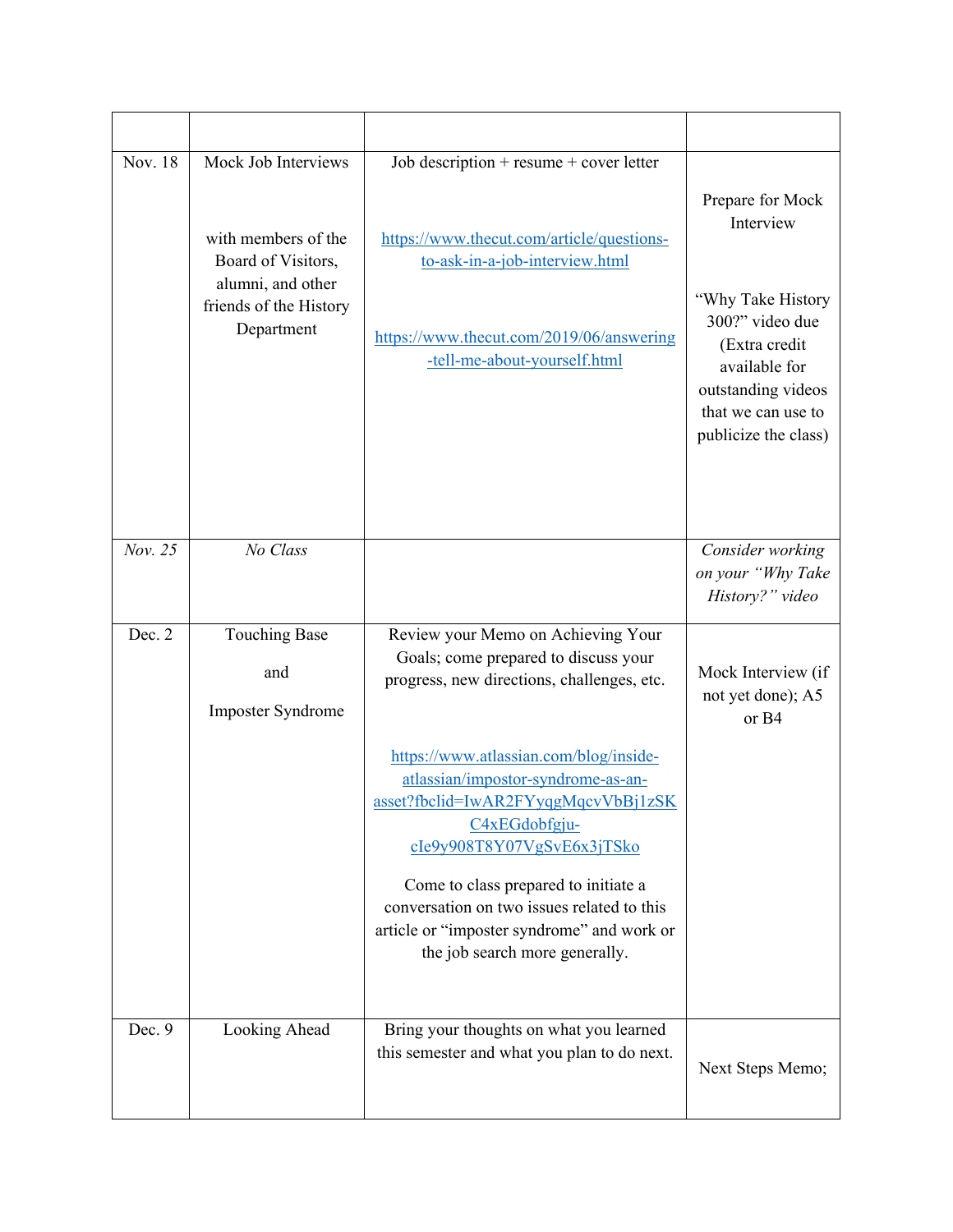| | | | |
|---|---|---|---|
| Nov. 18 | Mock Job Interviews<br><br>with members of the Board of Visitors, alumni, and other friends of the History Department | Job description + resume + cover letter<br><br>https://www.thecut.com/article/questions-to-ask-in-a-job-interview.html<br><br>https://www.thecut.com/2019/06/answering-tell-me-about-yourself.html | Prepare for Mock Interview<br><br>"Why Take History 300?" video due (Extra credit available for outstanding videos that we can use to publicize the class) |
| *Nov. 25* | *No Class* | | *Consider working on your "Why Take History?" video* |
| Dec. 2 | Touching Base<br><br>and<br><br>Imposter Syndrome | Review your Memo on Achieving Your Goals; come prepared to discuss your progress, new directions, challenges, etc.<br><br>https://www.atlassian.com/blog/inside-atlassian/impostor-syndrome-as-an-asset?fbclid=IwAR2FYyqgMqcvVbBj1zSKC4xEGdobfgju-cIe9y908T8Y07VgSvE6x3jTSko<br><br>Come to class prepared to initiate a conversation on two issues related to this article or "imposter syndrome" and work or the job search more generally. | Mock Interview (if not yet done); A5 or B4 |
| Dec. 9 | Looking Ahead | Bring your thoughts on what you learned this semester and what you plan to do next. | Next Steps Memo; |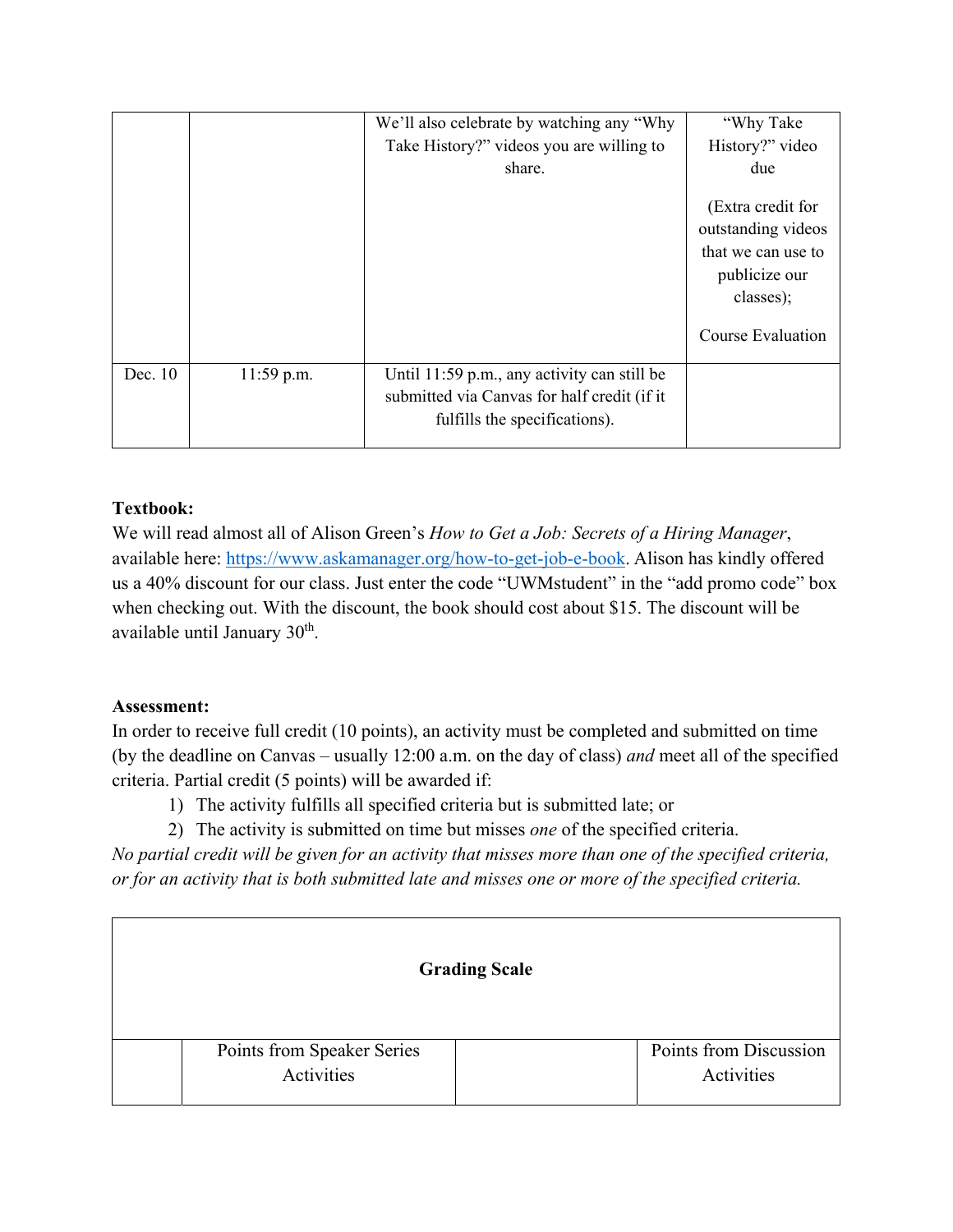| | | | |
|---|---|---|---|
| | | We'll also celebrate by watching any "Why Take History?" videos you are willing to share. | "Why Take History?" video due<br><br>(Extra credit for outstanding videos that we can use to publicize our classes);<br><br>Course Evaluation |
| Dec. 10 | 11:59 p.m. | Until 11:59 p.m., any activity can still be submitted via Canvas for half credit (if it fulfills the specifications). | |

**Textbook:**
We will read almost all of Alison Green's *How to Get a Job: Secrets of a Hiring Manager*, available here: https://www.askamanager.org/how-to-get-job-e-book. Alison has kindly offered us a 40% discount for our class. Just enter the code "UWMstudent" in the "add promo code" box when checking out. With the discount, the book should cost about $15. The discount will be available until January 30th.

**Assessment:**
In order to receive full credit (10 points), an activity must be completed and submitted on time (by the deadline on Canvas – usually 12:00 a.m. on the day of class) *and* meet all of the specified criteria. Partial credit (5 points) will be awarded if:

1) The activity fulfills all specified criteria but is submitted late; or
2) The activity is submitted on time but misses *one* of the specified criteria.

*No partial credit will be given for an activity that misses more than one of the specified criteria, or for an activity that is both submitted late and misses one or more of the specified criteria.*

| **Grading Scale** | | | |
|---|---|---|---|
| | Points from Speaker Series Activities | | Points from Discussion Activities |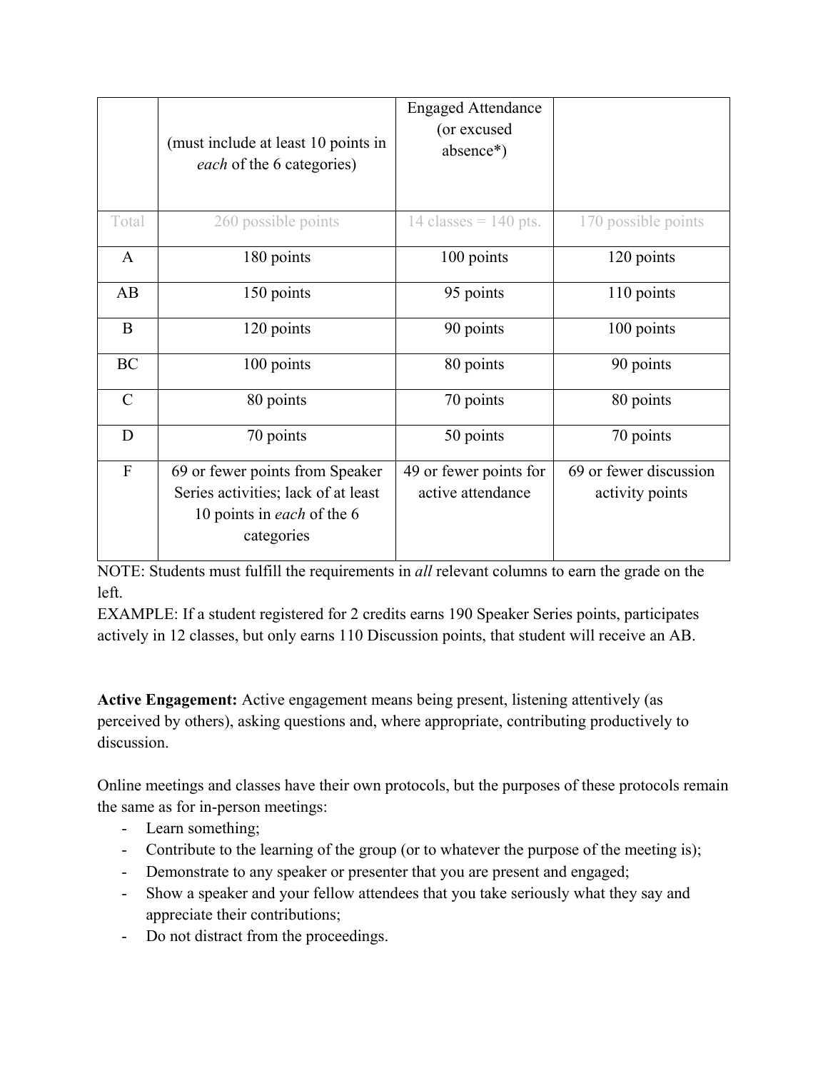| | (must include at least 10 points in *each* of the 6 categories) | Engaged Attendance (or excused absence*) | |
|---|---|---|---|
| Total | 260 possible points | 14 classes = 140 pts. | 170 possible points |
| A | 180 points | 100 points | 120 points |
| AB | 150 points | 95 points | 110 points |
| B | 120 points | 90 points | 100 points |
| BC | 100 points | 80 points | 90 points |
| C | 80 points | 70 points | 80 points |
| D | 70 points | 50 points | 70 points |
| F | 69 or fewer points from Speaker Series activities; lack of at least 10 points in *each* of the 6 categories | 49 or fewer points for active attendance | 69 or fewer discussion activity points |

NOTE: Students must fulfill the requirements in *all* relevant columns to earn the grade on the left.
EXAMPLE: If a student registered for 2 credits earns 190 Speaker Series points, participates actively in 12 classes, but only earns 110 Discussion points, that student will receive an AB.

**Active Engagement:** Active engagement means being present, listening attentively (as perceived by others), asking questions and, where appropriate, contributing productively to discussion.

Online meetings and classes have their own protocols, but the purposes of these protocols remain the same as for in-person meetings:

- Learn something;
- Contribute to the learning of the group (or to whatever the purpose of the meeting is);
- Demonstrate to any speaker or presenter that you are present and engaged;
- Show a speaker and your fellow attendees that you take seriously what they say and appreciate their contributions;
- Do not distract from the proceedings.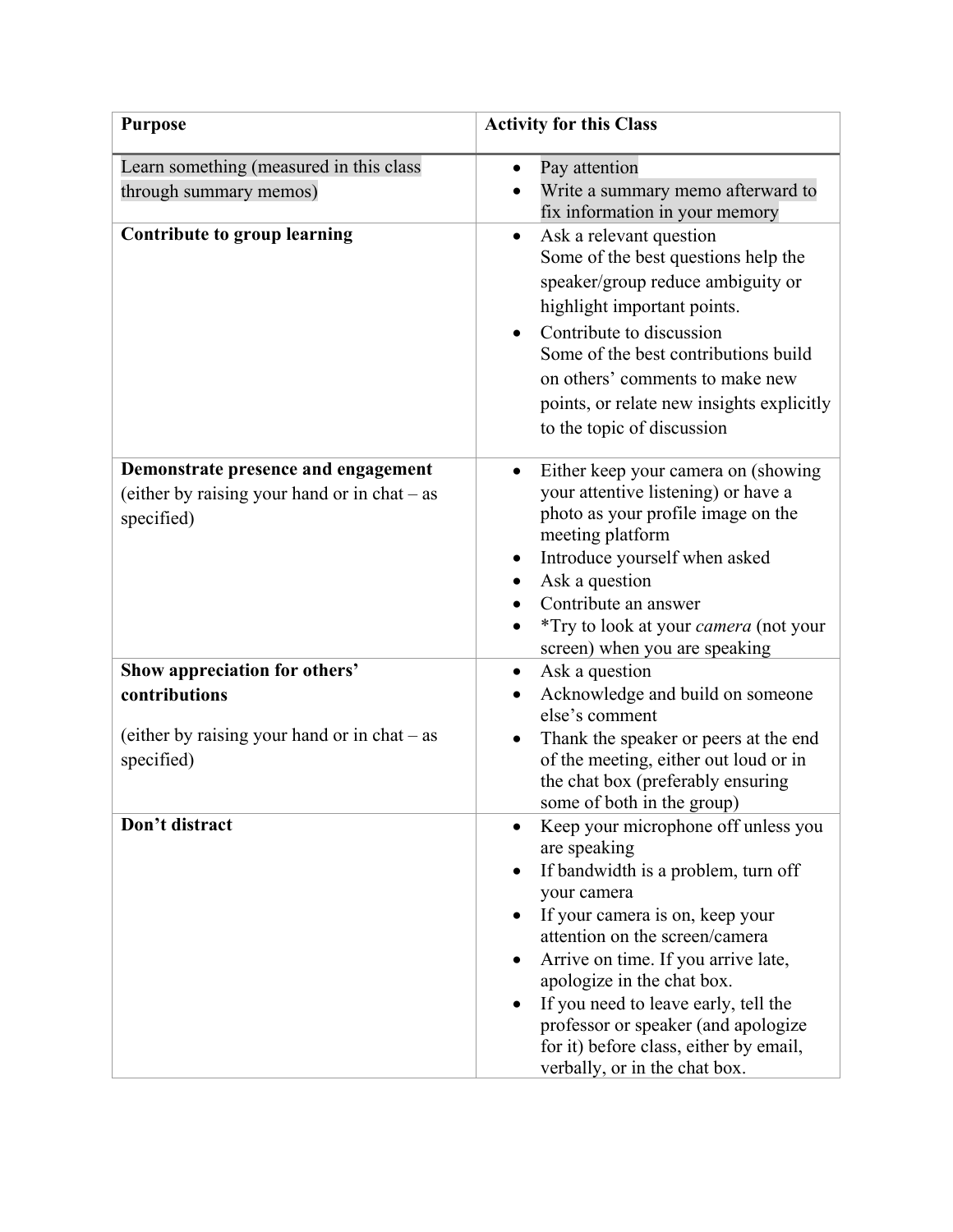| Purpose | Activity for this Class |
|---|---|
| Learn something (measured in this class through summary memos) | • Pay attention<br>• Write a summary memo afterward to fix information in your memory |
| **Contribute to group learning** | • Ask a relevant question<br>Some of the best questions help the speaker/group reduce ambiguity or highlight important points.<br>• Contribute to discussion<br>Some of the best contributions build on others' comments to make new points, or relate new insights explicitly to the topic of discussion |
| **Demonstrate presence and engagement** (either by raising your hand or in chat – as specified) | • Either keep your camera on (showing your attentive listening) or have a photo as your profile image on the meeting platform<br>• Introduce yourself when asked<br>• Ask a question<br>• Contribute an answer<br>• *Try to look at your *camera* (not your screen) when you are speaking |
| **Show appreciation for others' contributions**<br><br>(either by raising your hand or in chat – as specified) | • Ask a question<br>• Acknowledge and build on someone else's comment<br>• Thank the speaker or peers at the end of the meeting, either out loud or in the chat box (preferably ensuring some of both in the group) |
| **Don't distract** | • Keep your microphone off unless you are speaking<br>• If bandwidth is a problem, turn off your camera<br>• If your camera is on, keep your attention on the screen/camera<br>• Arrive on time. If you arrive late, apologize in the chat box.<br>• If you need to leave early, tell the professor or speaker (and apologize for it) before class, either by email, verbally, or in the chat box. |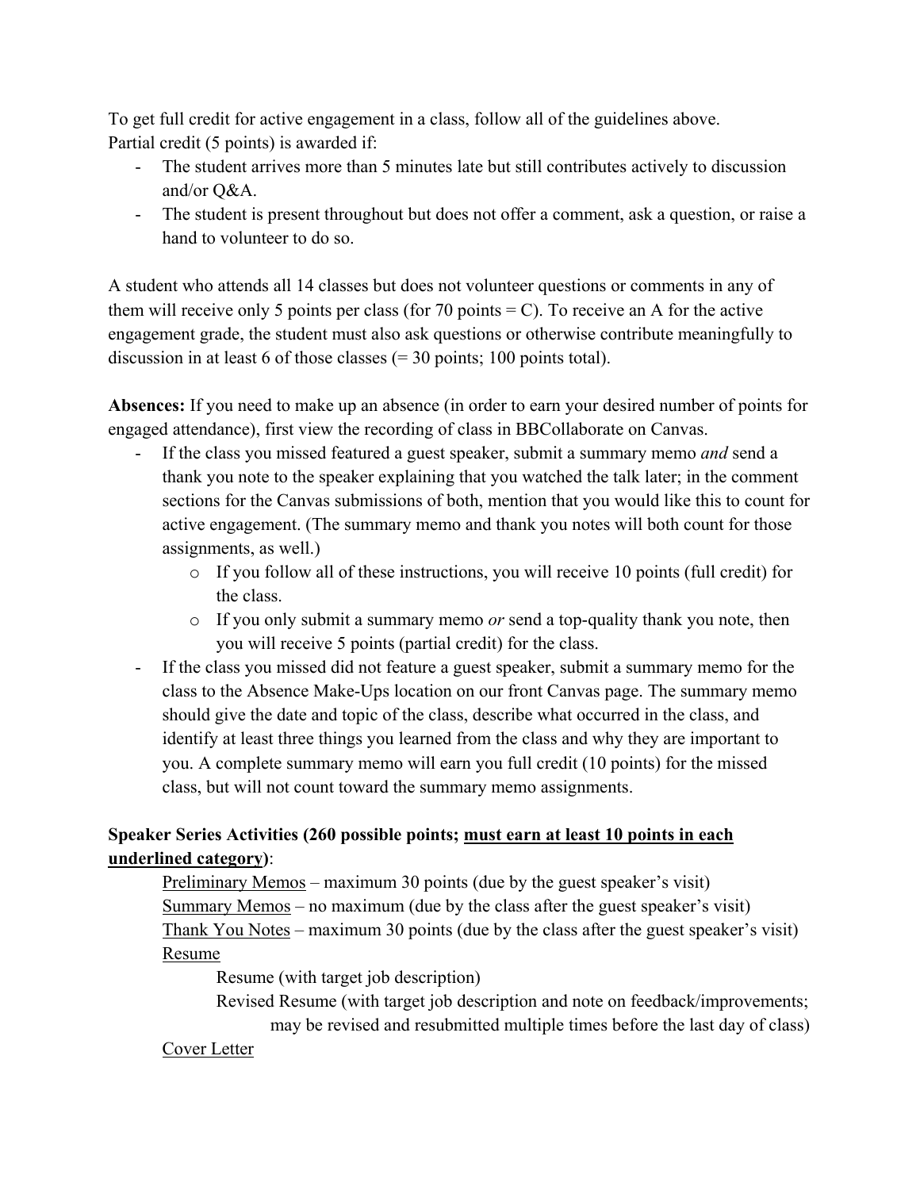To get full credit for active engagement in a class, follow all of the guidelines above.
Partial credit (5 points) is awarded if:

- The student arrives more than 5 minutes late but still contributes actively to discussion and/or Q&A.
- The student is present throughout but does not offer a comment, ask a question, or raise a hand to volunteer to do so.

A student who attends all 14 classes but does not volunteer questions or comments in any of them will receive only 5 points per class (for 70 points = C). To receive an A for the active engagement grade, the student must also ask questions or otherwise contribute meaningfully to discussion in at least 6 of those classes (= 30 points; 100 points total).

**Absences:** If you need to make up an absence (in order to earn your desired number of points for engaged attendance), first view the recording of class in BBCollaborate on Canvas.

- If the class you missed featured a guest speaker, submit a summary memo *and* send a thank you note to the speaker explaining that you watched the talk later; in the comment sections for the Canvas submissions of both, mention that you would like this to count for active engagement. (The summary memo and thank you notes will both count for those assignments, as well.)
    - If you follow all of these instructions, you will receive 10 points (full credit) for the class.
    - If you only submit a summary memo *or* send a top-quality thank you note, then you will receive 5 points (partial credit) for the class.
- If the class you missed did not feature a guest speaker, submit a summary memo for the class to the Absence Make-Ups location on our front Canvas page. The summary memo should give the date and topic of the class, describe what occurred in the class, and identify at least three things you learned from the class and why they are important to you. A complete summary memo will earn you full credit (10 points) for the missed class, but will not count toward the summary memo assignments.

**Speaker Series Activities (260 possible points; <u>must earn at least 10 points in each underlined category</u>)**:

<u>Preliminary Memos</u> – maximum 30 points (due by the guest speaker's visit)
<u>Summary Memos</u> – no maximum (due by the class after the guest speaker's visit)
<u>Thank You Notes</u> – maximum 30 points (due by the class after the guest speaker's visit)
<u>Resume</u>

Resume (with target job description)
Revised Resume (with target job description and note on feedback/improvements; may be revised and resubmitted multiple times before the last day of class)

<u>Cover Letter</u>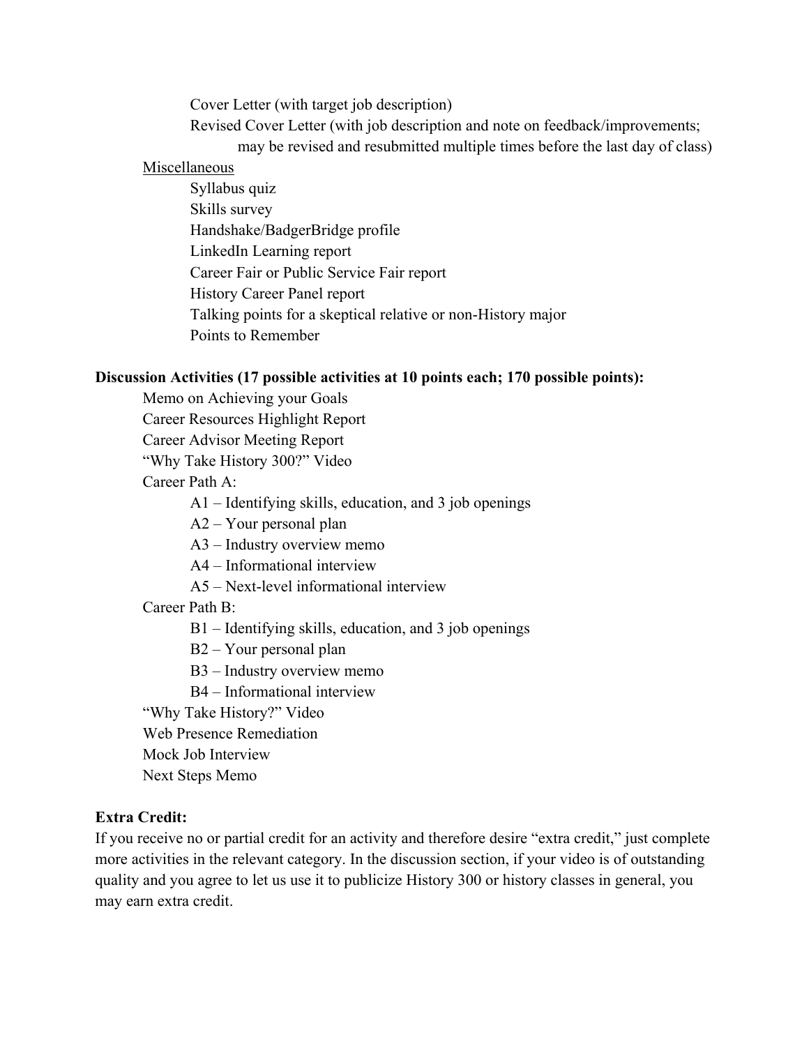- Cover Letter (with target job description)
- Revised Cover Letter (with job description and note on feedback/improvements; may be revised and resubmitted multiple times before the last day of class)

Miscellaneous

- Syllabus quiz
- Skills survey
- Handshake/BadgerBridge profile
- LinkedIn Learning report
- Career Fair or Public Service Fair report
- History Career Panel report
- Talking points for a skeptical relative or non-History major
- Points to Remember

**Discussion Activities (17 possible activities at 10 points each; 170 possible points):**

- Memo on Achieving your Goals
- Career Resources Highlight Report
- Career Advisor Meeting Report
- "Why Take History 300?" Video
- Career Path A:
  - A1 – Identifying skills, education, and 3 job openings
  - A2 – Your personal plan
  - A3 – Industry overview memo
  - A4 – Informational interview
  - A5 – Next-level informational interview
- Career Path B:
  - B1 – Identifying skills, education, and 3 job openings
  - B2 – Your personal plan
  - B3 – Industry overview memo
  - B4 – Informational interview
- "Why Take History?" Video
- Web Presence Remediation
- Mock Job Interview
- Next Steps Memo

**Extra Credit:**

If you receive no or partial credit for an activity and therefore desire "extra credit," just complete more activities in the relevant category. In the discussion section, if your video is of outstanding quality and you agree to let us use it to publicize History 300 or history classes in general, you may earn extra credit.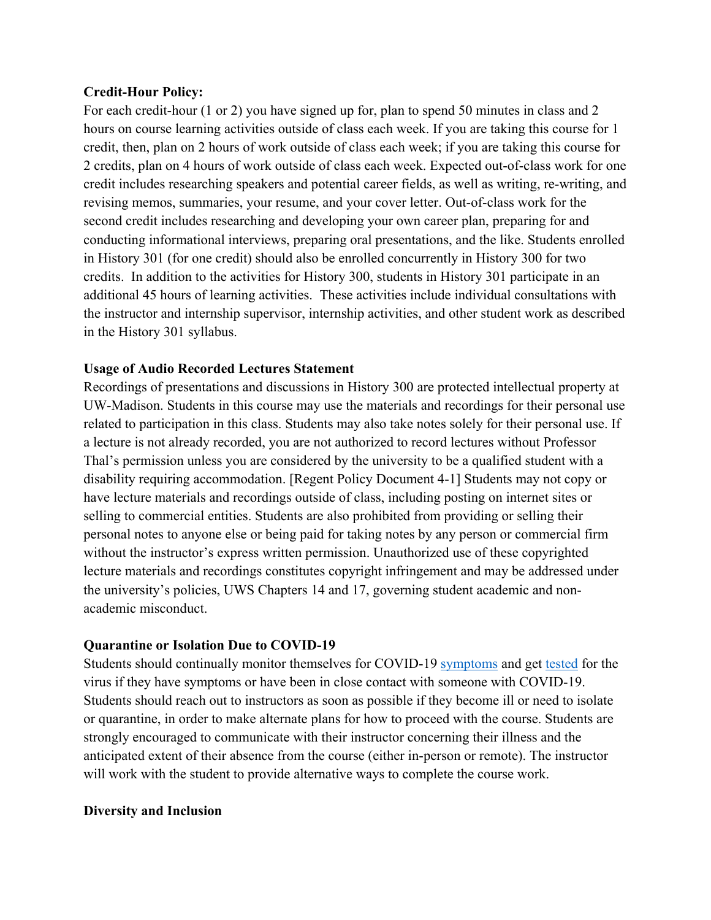**Credit-Hour Policy:**

For each credit-hour (1 or 2) you have signed up for, plan to spend 50 minutes in class and 2 hours on course learning activities outside of class each week. If you are taking this course for 1 credit, then, plan on 2 hours of work outside of class each week; if you are taking this course for 2 credits, plan on 4 hours of work outside of class each week. Expected out-of-class work for one credit includes researching speakers and potential career fields, as well as writing, re-writing, and revising memos, summaries, your resume, and your cover letter. Out-of-class work for the second credit includes researching and developing your own career plan, preparing for and conducting informational interviews, preparing oral presentations, and the like. Students enrolled in History 301 (for one credit) should also be enrolled concurrently in History 300 for two credits. In addition to the activities for History 300, students in History 301 participate in an additional 45 hours of learning activities. These activities include individual consultations with the instructor and internship supervisor, internship activities, and other student work as described in the History 301 syllabus.

**Usage of Audio Recorded Lectures Statement**

Recordings of presentations and discussions in History 300 are protected intellectual property at UW-Madison. Students in this course may use the materials and recordings for their personal use related to participation in this class. Students may also take notes solely for their personal use. If a lecture is not already recorded, you are not authorized to record lectures without Professor Thal's permission unless you are considered by the university to be a qualified student with a disability requiring accommodation. [Regent Policy Document 4-1] Students may not copy or have lecture materials and recordings outside of class, including posting on internet sites or selling to commercial entities. Students are also prohibited from providing or selling their personal notes to anyone else or being paid for taking notes by any person or commercial firm without the instructor's express written permission. Unauthorized use of these copyrighted lecture materials and recordings constitutes copyright infringement and may be addressed under the university's policies, UWS Chapters 14 and 17, governing student academic and non-academic misconduct.

**Quarantine or Isolation Due to COVID-19**

Students should continually monitor themselves for COVID-19 symptoms and get tested for the virus if they have symptoms or have been in close contact with someone with COVID-19. Students should reach out to instructors as soon as possible if they become ill or need to isolate or quarantine, in order to make alternate plans for how to proceed with the course. Students are strongly encouraged to communicate with their instructor concerning their illness and the anticipated extent of their absence from the course (either in-person or remote). The instructor will work with the student to provide alternative ways to complete the course work.

**Diversity and Inclusion**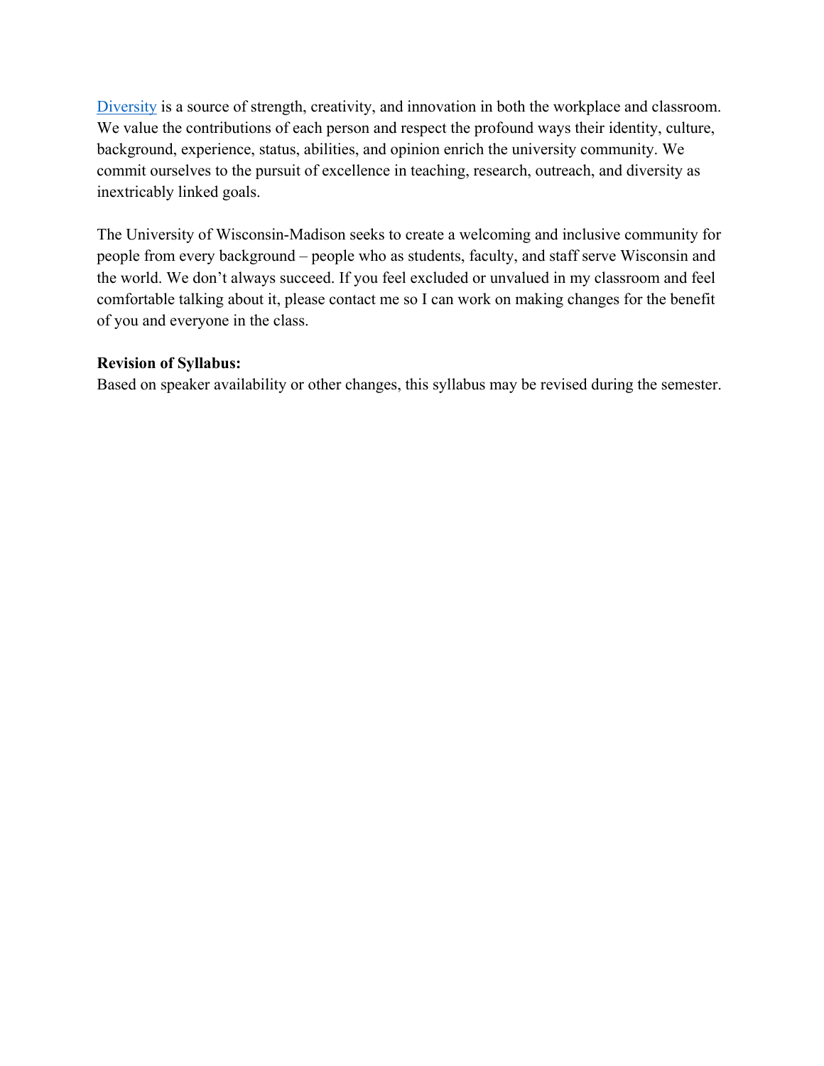[Diversity] is a source of strength, creativity, and innovation in both the workplace and classroom. We value the contributions of each person and respect the profound ways their identity, culture, background, experience, status, abilities, and opinion enrich the university community. We commit ourselves to the pursuit of excellence in teaching, research, outreach, and diversity as inextricably linked goals.

The University of Wisconsin-Madison seeks to create a welcoming and inclusive community for people from every background – people who as students, faculty, and staff serve Wisconsin and the world. We don't always succeed. If you feel excluded or unvalued in my classroom and feel comfortable talking about it, please contact me so I can work on making changes for the benefit of you and everyone in the class.

**Revision of Syllabus:**
Based on speaker availability or other changes, this syllabus may be revised during the semester.